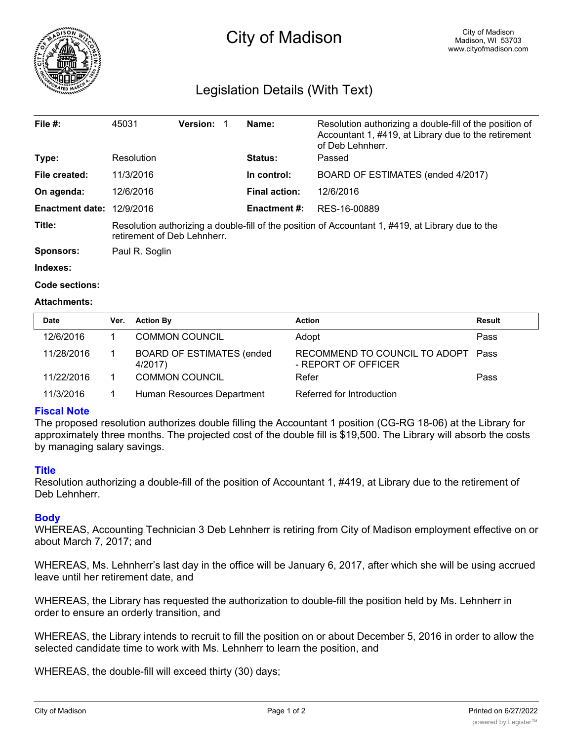# City of Madison

City of Madison
Madison, WI 53703
www.cityofmadison.com

## Legislation Details (With Text)

| | | | |
|---|---|---|---|
| **File #:** | 45031 **Version:** 1 | **Name:** | Resolution authorizing a double-fill of the position of Accountant 1, #419, at Library due to the retirement of Deb Lehnherr. |
| **Type:** | Resolution | **Status:** | Passed |
| **File created:** | 11/3/2016 | **In control:** | BOARD OF ESTIMATES (ended 4/2017) |
| **On agenda:** | 12/6/2016 | **Final action:** | 12/6/2016 |
| **Enactment date:** | 12/9/2016 | **Enactment #:** | RES-16-00889 |

**Title:** Resolution authorizing a double-fill of the position of Accountant 1, #419, at Library due to the retirement of Deb Lehnherr.

**Sponsors:** Paul R. Soglin

**Indexes:**

**Code sections:**

**Attachments:**

| Date | Ver. | Action By | Action | Result |
|---|---|---|---|---|
| 12/6/2016 | 1 | COMMON COUNCIL | Adopt | Pass |
| 11/28/2016 | 1 | BOARD OF ESTIMATES (ended 4/2017) | RECOMMEND TO COUNCIL TO ADOPT - REPORT OF OFFICER | Pass |
| 11/22/2016 | 1 | COMMON COUNCIL | Refer | Pass |
| 11/3/2016 | 1 | Human Resources Department | Referred for Introduction | |

### Fiscal Note

The proposed resolution authorizes double filling the Accountant 1 position (CG-RG 18-06) at the Library for approximately three months. The projected cost of the double fill is $19,500. The Library will absorb the costs by managing salary savings.

### Title

Resolution authorizing a double-fill of the position of Accountant 1, #419, at Library due to the retirement of Deb Lehnherr.

### Body

WHEREAS, Accounting Technician 3 Deb Lehnherr is retiring from City of Madison employment effective on or about March 7, 2017; and

WHEREAS, Ms. Lehnherr's last day in the office will be January 6, 2017, after which she will be using accrued leave until her retirement date, and

WHEREAS, the Library has requested the authorization to double-fill the position held by Ms. Lehnherr in order to ensure an orderly transition, and

WHEREAS, the Library intends to recruit to fill the position on or about December 5, 2016 in order to allow the selected candidate time to work with Ms. Lehnherr to learn the position, and

WHEREAS, the double-fill will exceed thirty (30) days;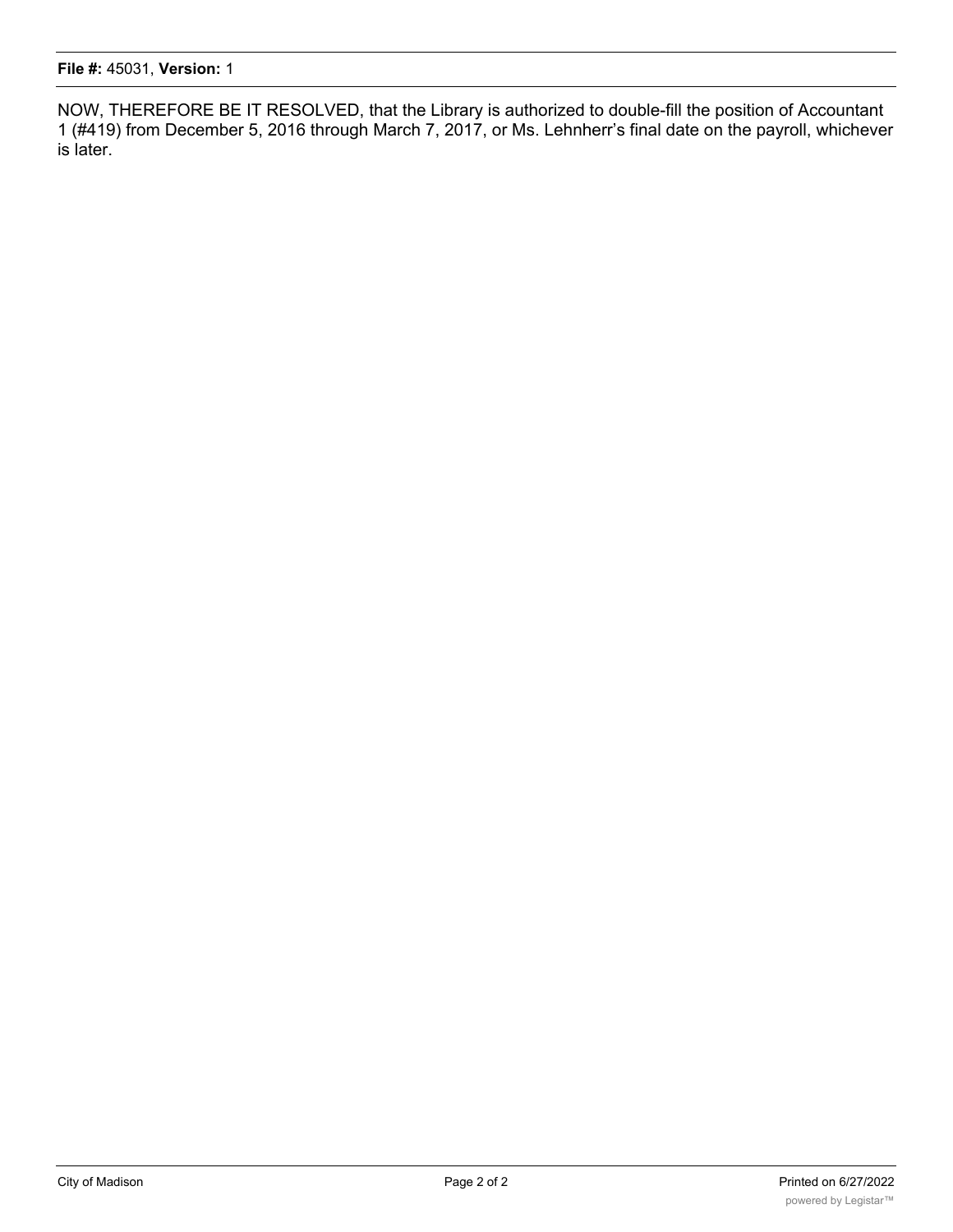NOW, THEREFORE BE IT RESOLVED, that the Library is authorized to double-fill the position of Accountant 1 (#419) from December 5, 2016 through March 7, 2017, or Ms. Lehnherr's final date on the payroll, whichever is later.